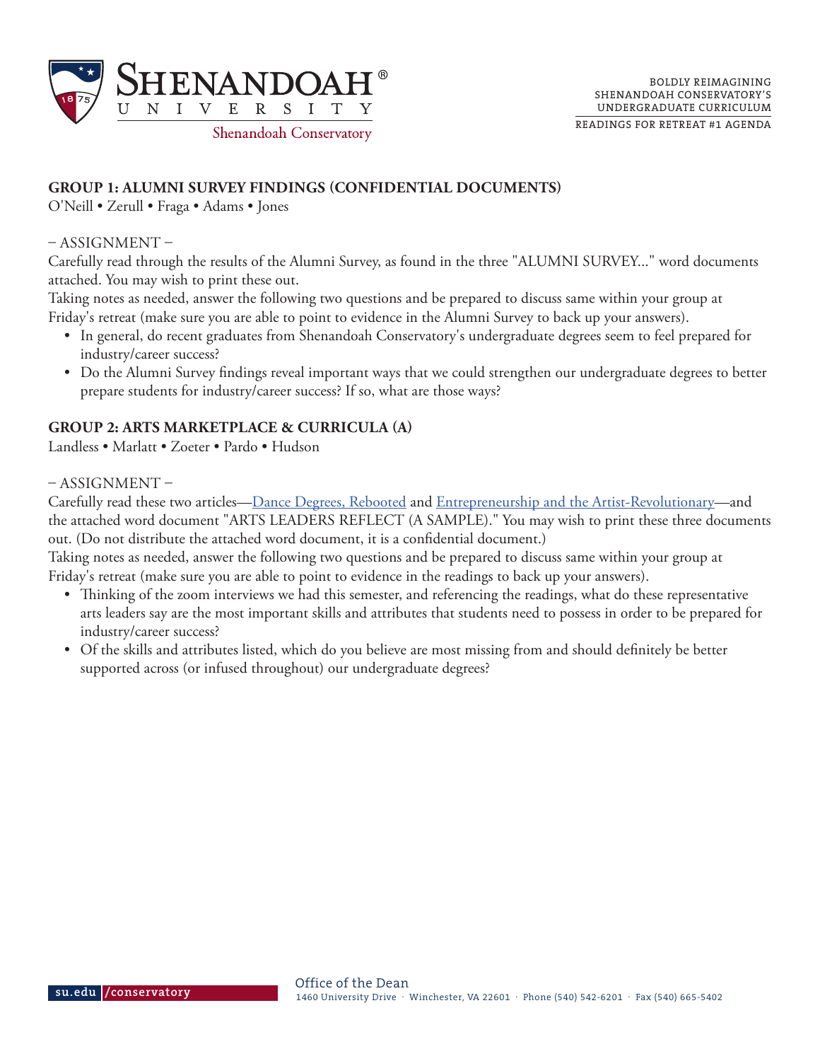Shenandoah University

Shenandoah Conservatory

BOLDLY REIMAGINING SHENANDOAH CONSERVATORY'S UNDERGRADUATE CURRICULUM

READINGS FOR RETREAT #1 AGENDA

## GROUP 1: ALUMNI SURVEY FINDINGS (CONFIDENTIAL DOCUMENTS)

O'Neill • Zerull • Fraga • Adams • Jones

– ASSIGNMENT –

Carefully read through the results of the Alumni Survey, as found in the three "ALUMNI SURVEY..." word documents attached. You may wish to print these out.

Taking notes as needed, answer the following two questions and be prepared to discuss same within your group at Friday's retreat (make sure you are able to point to evidence in the Alumni Survey to back up your answers).

- In general, do recent graduates from Shenandoah Conservatory's undergraduate degrees seem to feel prepared for industry/career success?
- Do the Alumni Survey findings reveal important ways that we could strengthen our undergraduate degrees to better prepare students for industry/career success? If so, what are those ways?

## GROUP 2: ARTS MARKETPLACE & CURRICULA (A)

Landless • Marlatt • Zoeter • Pardo • Hudson

– ASSIGNMENT –

Carefully read these two articles—Dance Degrees, Rebooted and Entrepreneurship and the Artist-Revolutionary—and the attached word document "ARTS LEADERS REFLECT (A SAMPLE)." You may wish to print these three documents out. (Do not distribute the attached word document, it is a confidential document.)

Taking notes as needed, answer the following two questions and be prepared to discuss same within your group at Friday's retreat (make sure you are able to point to evidence in the readings to back up your answers).

- Thinking of the zoom interviews we had this semester, and referencing the readings, what do these representative arts leaders say are the most important skills and attributes that students need to possess in order to be prepared for industry/career success?
- Of the skills and attributes listed, which do you believe are most missing from and should definitely be better supported across (or infused throughout) our undergraduate degrees?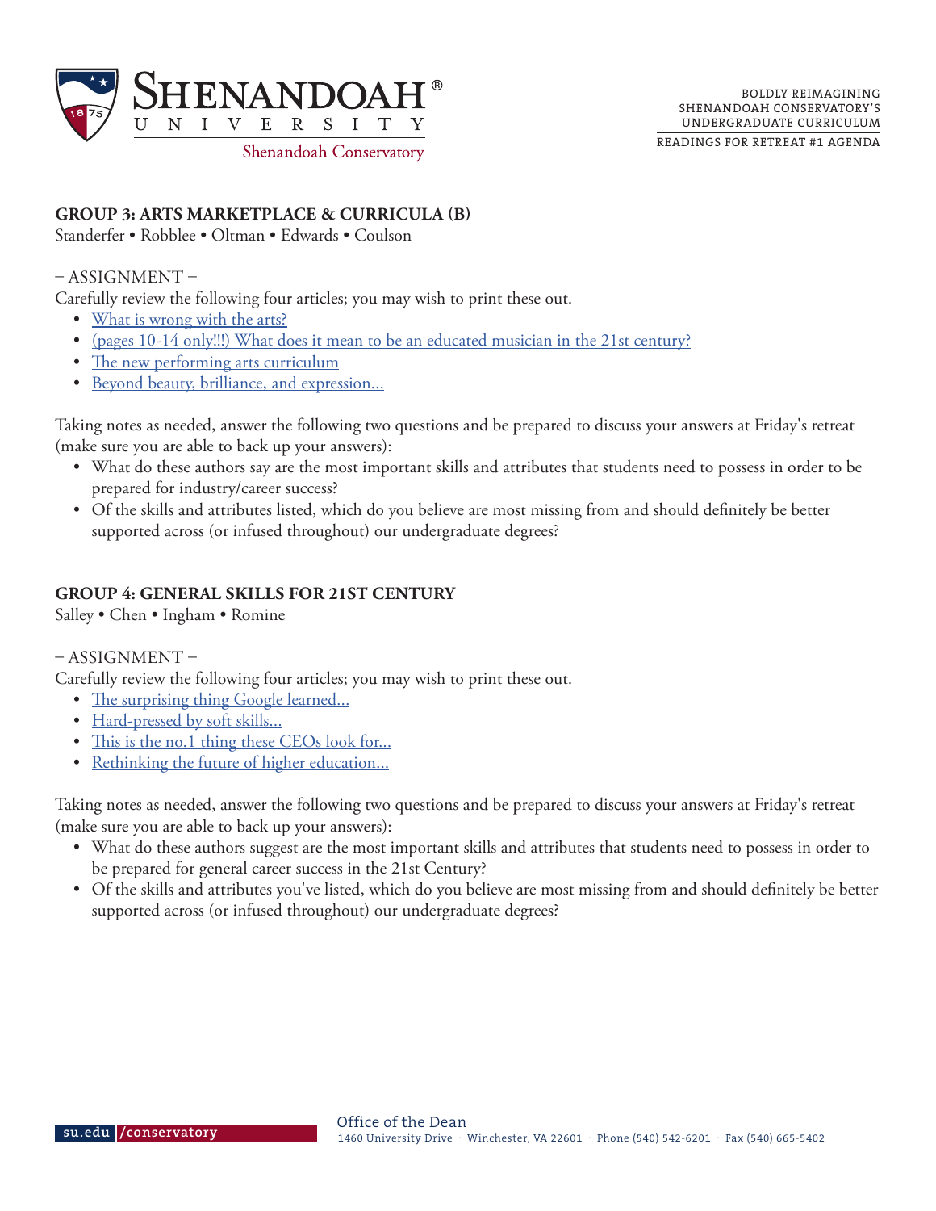## GROUP 3: ARTS MARKETPLACE & CURRICULA (B)

Standerfer • Robblee • Oltman • Edwards • Coulson

– ASSIGNMENT –

Carefully review the following four articles; you may wish to print these out.

- What is wrong with the arts?
- (pages 10-14 only!!!) What does it mean to be an educated musician in the 21st century?
- The new performing arts curriculum
- Beyond beauty, brilliance, and expression...

Taking notes as needed, answer the following two questions and be prepared to discuss your answers at Friday's retreat (make sure you are able to back up your answers):

- What do these authors say are the most important skills and attributes that students need to possess in order to be prepared for industry/career success?
- Of the skills and attributes listed, which do you believe are most missing from and should definitely be better supported across (or infused throughout) our undergraduate degrees?

## GROUP 4: GENERAL SKILLS FOR 21ST CENTURY

Salley • Chen • Ingham • Romine

– ASSIGNMENT –

Carefully review the following four articles; you may wish to print these out.

- The surprising thing Google learned...
- Hard-pressed by soft skills...
- This is the no.1 thing these CEOs look for...
- Rethinking the future of higher education...

Taking notes as needed, answer the following two questions and be prepared to discuss your answers at Friday's retreat (make sure you are able to back up your answers):

- What do these authors suggest are the most important skills and attributes that students need to possess in order to be prepared for general career success in the 21st Century?
- Of the skills and attributes you've listed, which do you believe are most missing from and should definitely be better supported across (or infused throughout) our undergraduate degrees?